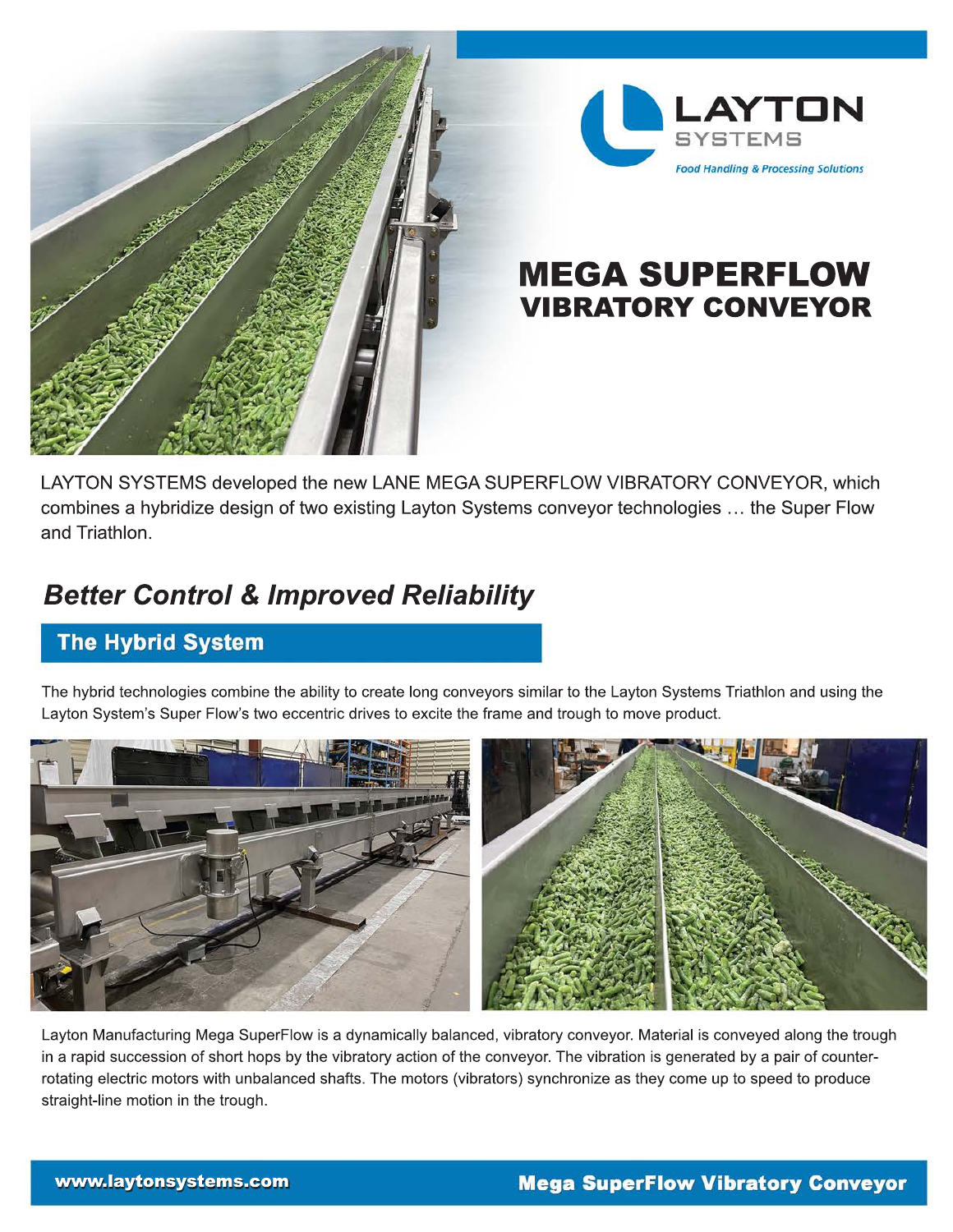LAYTON SYSTEMS

*Food Handling & Processing Solutions*

# MEGA SUPERFLOW VIBRATORY CONVEYOR

LAYTON SYSTEMS developed the new LANE MEGA SUPERFLOW VIBRATORY CONVEYOR, which combines a hybridize design of two existing Layton Systems conveyor technologies … the Super Flow and Triathlon.

## *Better Control & Improved Reliability*

### The Hybrid System

The hybrid technologies combine the ability to create long conveyors similar to the Layton Systems Triathlon and using the Layton System's Super Flow's two eccentric drives to excite the frame and trough to move product.

Layton Manufacturing Mega SuperFlow is a dynamically balanced, vibratory conveyor. Material is conveyed along the trough in a rapid succession of short hops by the vibratory action of the conveyor. The vibration is generated by a pair of counter-rotating electric motors with unbalanced shafts. The motors (vibrators) synchronize as they come up to speed to produce straight-line motion in the trough.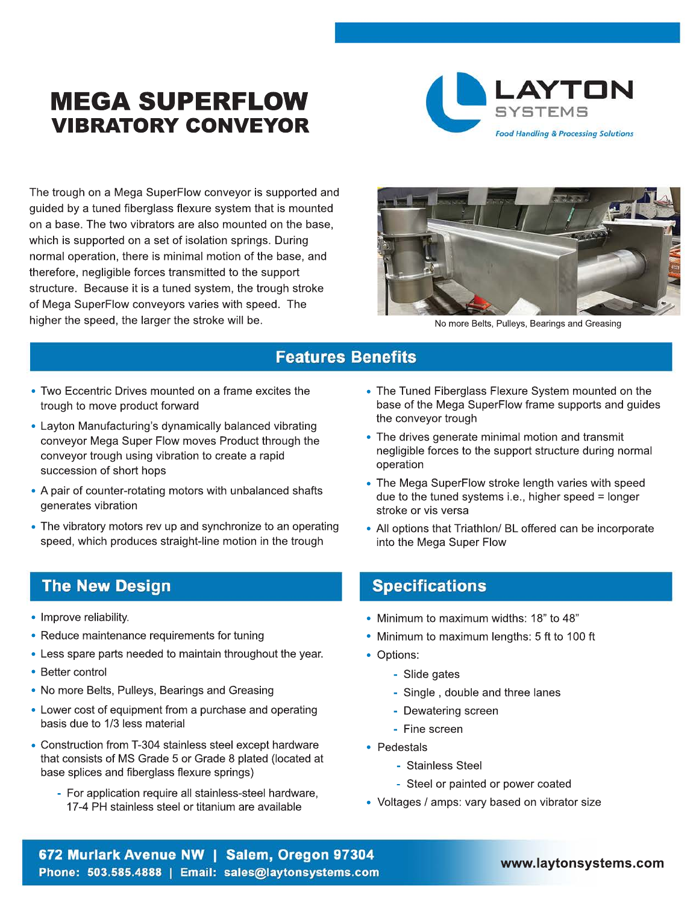# MEGA SUPERFLOW
## VIBRATORY CONVEYOR

LAYTON SYSTEMS
*Food Handling & Processing Solutions*

The trough on a Mega SuperFlow conveyor is supported and guided by a tuned fiberglass flexure system that is mounted on a base. The two vibrators are also mounted on the base, which is supported on a set of isolation springs. During normal operation, there is minimal motion of the base, and therefore, negligible forces transmitted to the support structure. Because it is a tuned system, the trough stroke of Mega SuperFlow conveyors varies with speed. The higher the speed, the larger the stroke will be.

No more Belts, Pulleys, Bearings and Greasing

## Features Benefits

- Two Eccentric Drives mounted on a frame excites the trough to move product forward
- Layton Manufacturing's dynamically balanced vibrating conveyor Mega Super Flow moves Product through the conveyor trough using vibration to create a rapid succession of short hops
- A pair of counter-rotating motors with unbalanced shafts generates vibration
- The vibratory motors rev up and synchronize to an operating speed, which produces straight-line motion in the trough
- The Tuned Fiberglass Flexure System mounted on the base of the Mega SuperFlow frame supports and guides the conveyor trough
- The drives generate minimal motion and transmit negligible forces to the support structure during normal operation
- The Mega SuperFlow stroke length varies with speed due to the tuned systems i.e., higher speed = longer stroke or vis versa
- All options that Triathlon/ BL offered can be incorporate into the Mega Super Flow

## The New Design

- Improve reliability.
- Reduce maintenance requirements for tuning
- Less spare parts needed to maintain throughout the year.
- Better control
- No more Belts, Pulleys, Bearings and Greasing
- Lower cost of equipment from a purchase and operating basis due to 1/3 less material
- Construction from T-304 stainless steel except hardware that consists of MS Grade 5 or Grade 8 plated (located at base splices and fiberglass flexure springs)
  - For application require all stainless-steel hardware, 17-4 PH stainless steel or titanium are available

## Specifications

- Minimum to maximum widths: 18" to 48"
- Minimum to maximum lengths: 5 ft to 100 ft
- Options:
  - Slide gates
  - Single , double and three lanes
  - Dewatering screen
  - Fine screen
- Pedestals
  - Stainless Steel
  - Steel or painted or power coated
- Voltages / amps: vary based on vibrator size

**672 Murlark Avenue NW | Salem, Oregon 97304**
**Phone: 503.585.4888 | Email: sales@laytonsystems.com**

**www.laytonsystems.com**